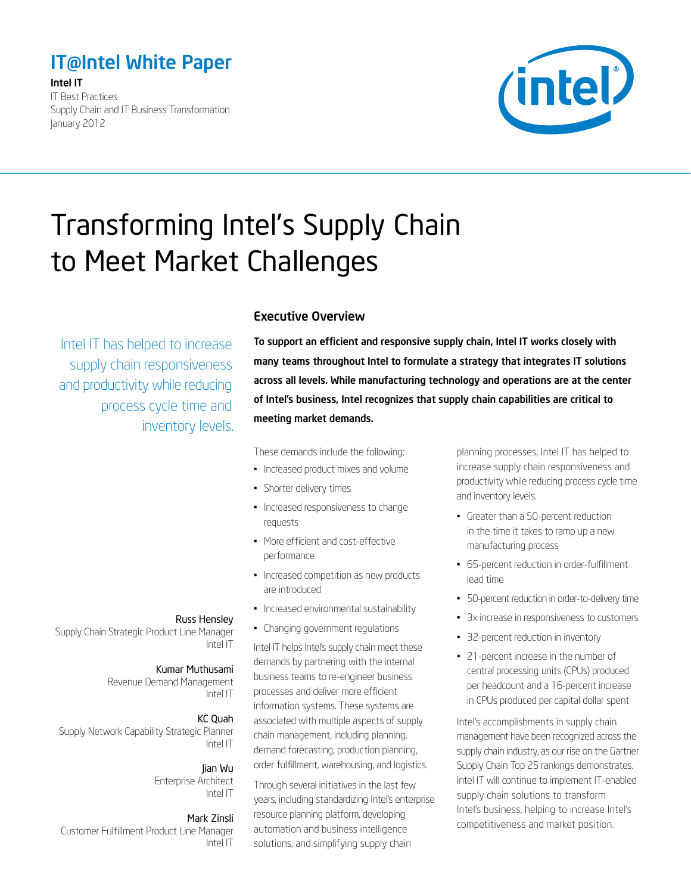## IT@Intel White Paper

**Intel IT**
IT Best Practices
Supply Chain and IT Business Transformation
January 2012

# Transforming Intel's Supply Chain to Meet Market Challenges

Intel IT has helped to increase supply chain responsiveness and productivity while reducing process cycle time and inventory levels.

Russ Hensley
Supply Chain Strategic Product Line Manager
Intel IT

Kumar Muthusami
Revenue Demand Management
Intel IT

KC Quah
Supply Network Capability Strategic Planner
Intel IT

Jian Wu
Enterprise Architect
Intel IT

Mark Zinsli
Customer Fulfillment Product Line Manager
Intel IT

## Executive Overview

**To support an efficient and responsive supply chain, Intel IT works closely with many teams throughout Intel to formulate a strategy that integrates IT solutions across all levels. While manufacturing technology and operations are at the center of Intel's business, Intel recognizes that supply chain capabilities are critical to meeting market demands.**

These demands include the following:

- Increased product mixes and volume
- Shorter delivery times
- Increased responsiveness to change requests
- More efficient and cost-effective performance
- Increased competition as new products are introduced
- Increased environmental sustainability
- Changing government regulations

Intel IT helps Intel's supply chain meet these demands by partnering with the internal business teams to re-engineer business processes and deliver more efficient information systems. These systems are associated with multiple aspects of supply chain management, including planning, demand forecasting, production planning, order fulfillment, warehousing, and logistics.

Through several initiatives in the last few years, including standardizing Intel's enterprise resource planning platform, developing automation and business intelligence solutions, and simplifying supply chain planning processes, Intel IT has helped to increase supply chain responsiveness and productivity while reducing process cycle time and inventory levels.

- Greater than a 50-percent reduction in the time it takes to ramp up a new manufacturing process
- 65-percent reduction in order-fulfillment lead time
- 50-percent reduction in order-to-delivery time
- 3x increase in responsiveness to customers
- 32-percent reduction in inventory
- 21-percent increase in the number of central processing units (CPUs) produced per headcount and a 16-percent increase in CPUs produced per capital dollar spent

Intel's accomplishments in supply chain management have been recognized across the supply chain industry, as our rise on the Gartner Supply Chain Top 25 rankings demonstrates. Intel IT will continue to implement IT-enabled supply chain solutions to transform Intel's business, helping to increase Intel's competitiveness and market position.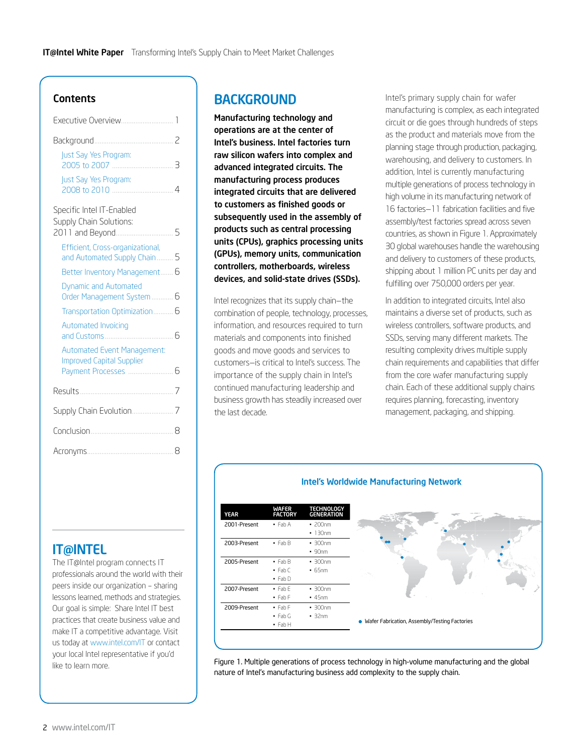## Contents

- Executive Overview ... 1
- Background ... 2
  - Just Say Yes Program: 2005 to 2007 ... 3
  - Just Say Yes Program: 2008 to 2010 ... 4
- Specific Intel IT-Enabled Supply Chain Solutions: 2011 and Beyond ... 5
  - Efficient, Cross-organizational, and Automated Supply Chain ... 5
  - Better Inventory Management ... 6
  - Dynamic and Automated Order Management System ... 6
  - Transportation Optimization ... 6
  - Automated Invoicing and Customs ... 6
  - Automated Event Management: Improved Capital Supplier Payment Processes ... 6
- Results ... 7
- Supply Chain Evolution ... 7
- Conclusion ... 8
- Acronyms ... 8

## IT@INTEL

The IT@Intel program connects IT professionals around the world with their peers inside our organization – sharing lessons learned, methods and strategies. Our goal is simple: Share Intel IT best practices that create business value and make IT a competitive advantage. Visit us today at www.intel.com/IT or contact your local Intel representative if you'd like to learn more.

# BACKGROUND

**Manufacturing technology and operations are at the center of Intel's business. Intel factories turn raw silicon wafers into complex and advanced integrated circuits. The manufacturing process produces integrated circuits that are delivered to customers as finished goods or subsequently used in the assembly of products such as central processing units (CPUs), graphics processing units (GPUs), memory units, communication controllers, motherboards, wireless devices, and solid-state drives (SSDs).**

Intel recognizes that its supply chain—the combination of people, technology, processes, information, and resources required to turn materials and components into finished goods and move goods and services to customers—is critical to Intel's success. The importance of the supply chain in Intel's continued manufacturing leadership and business growth has steadily increased over the last decade.

Intel's primary supply chain for wafer manufacturing is complex, as each integrated circuit or die goes through hundreds of steps as the product and materials move from the planning stage through production, packaging, warehousing, and delivery to customers. In addition, Intel is currently manufacturing multiple generations of process technology in high volume in its manufacturing network of 16 factories—11 fabrication facilities and five assembly/test factories spread across seven countries, as shown in Figure 1. Approximately 30 global warehouses handle the warehousing and delivery to customers of these products, shipping about 1 million PC units per day and fulfilling over 750,000 orders per year.

In addition to integrated circuits, Intel also maintains a diverse set of products, such as wireless controllers, software products, and SSDs, serving many different markets. The resulting complexity drives multiple supply chain requirements and capabilities that differ from the core wafer manufacturing supply chain. Each of these additional supply chains requires planning, forecasting, inventory management, packaging, and shipping.

### Intel's Worldwide Manufacturing Network

| YEAR | WAFER FACTORY | TECHNOLOGY GENERATION |
|---|---|---|
| 2001-Present | • Fab A | • 200nm<br>• 130nm |
| 2003-Present | • Fab B | • 300nm<br>• 90nm |
| 2005-Present | • Fab B<br>• Fab C<br>• Fab D | • 300nm<br>• 65nm |
| 2007-Present | • Fab E<br>• Fab F | • 300nm<br>• 45nm |
| 2009-Present | • Fab F<br>• Fab G<br>• Fab H | • 300nm<br>• 32nm |

• Wafer Fabrication, Assembly/Testing Factories

Figure 1. Multiple generations of process technology in high-volume manufacturing and the global nature of Intel's manufacturing business add complexity to the supply chain.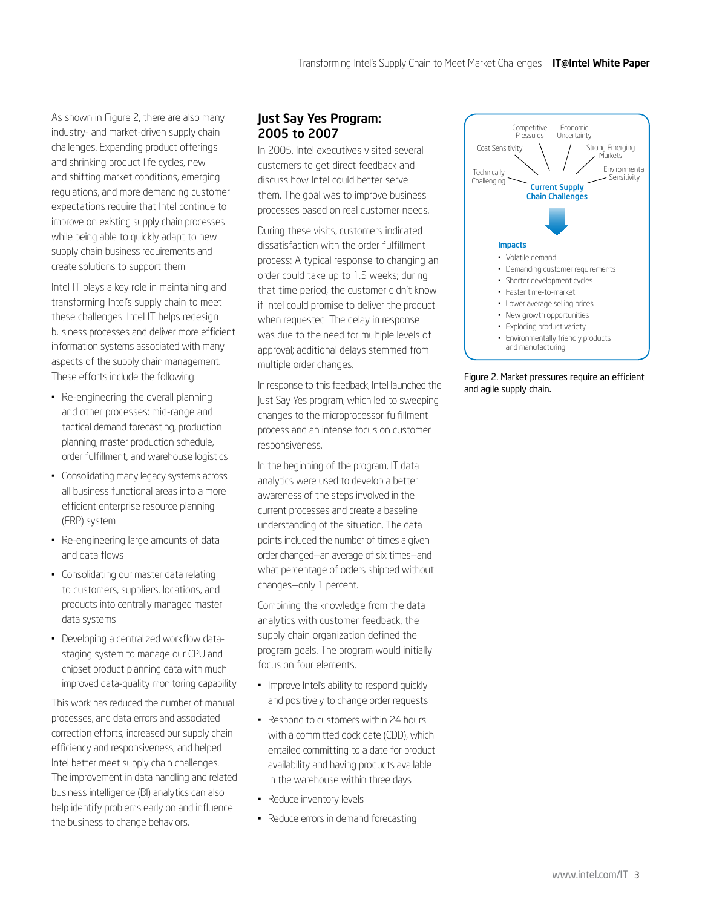As shown in Figure 2, there are also many industry- and market-driven supply chain challenges. Expanding product offerings and shrinking product life cycles, new and shifting market conditions, emerging regulations, and more demanding customer expectations require that Intel continue to improve on existing supply chain processes while being able to quickly adapt to new supply chain business requirements and create solutions to support them.

Intel IT plays a key role in maintaining and transforming Intel's supply chain to meet these challenges. Intel IT helps redesign business processes and deliver more efficient information systems associated with many aspects of the supply chain management. These efforts include the following:

- Re-engineering the overall planning and other processes: mid-range and tactical demand forecasting, production planning, master production schedule, order fulfillment, and warehouse logistics
- Consolidating many legacy systems across all business functional areas into a more efficient enterprise resource planning (ERP) system
- Re-engineering large amounts of data and data flows
- Consolidating our master data relating to customers, suppliers, locations, and products into centrally managed master data systems
- Developing a centralized workflow data-staging system to manage our CPU and chipset product planning data with much improved data-quality monitoring capability

This work has reduced the number of manual processes, and data errors and associated correction efforts; increased our supply chain efficiency and responsiveness; and helped Intel better meet supply chain challenges. The improvement in data handling and related business intelligence (BI) analytics can also help identify problems early on and influence the business to change behaviors.

## Just Say Yes Program: 2005 to 2007

In 2005, Intel executives visited several customers to get direct feedback and discuss how Intel could better serve them. The goal was to improve business processes based on real customer needs.

During these visits, customers indicated dissatisfaction with the order fulfillment process: A typical response to changing an order could take up to 1.5 weeks; during that time period, the customer didn't know if Intel could promise to deliver the product when requested. The delay in response was due to the need for multiple levels of approval; additional delays stemmed from multiple order changes.

In response to this feedback, Intel launched the Just Say Yes program, which led to sweeping changes to the microprocessor fulfillment process and an intense focus on customer responsiveness.

In the beginning of the program, IT data analytics were used to develop a better awareness of the steps involved in the current processes and create a baseline understanding of the situation. The data points included the number of times a given order changed—an average of six times—and what percentage of orders shipped without changes—only 1 percent.

Combining the knowledge from the data analytics with customer feedback, the supply chain organization defined the program goals. The program would initially focus on four elements.

- Improve Intel's ability to respond quickly and positively to change order requests
- Respond to customers within 24 hours with a committed dock date (CDD), which entailed committing to a date for product availability and having products available in the warehouse within three days
- Reduce inventory levels
- Reduce errors in demand forecasting

Competitive Pressures, Economic Uncertainty, Cost Sensitivity, Strong Emerging Markets, Technically Challenging, Environmental Sensitivity

**Current Supply Chain Challenges**

**Impacts**

- Volatile demand
- Demanding customer requirements
- Shorter development cycles
- Faster time-to-market
- Lower average selling prices
- New growth opportunities
- Exploding product variety
- Environmentally friendly products and manufacturing

Figure 2. Market pressures require an efficient and agile supply chain.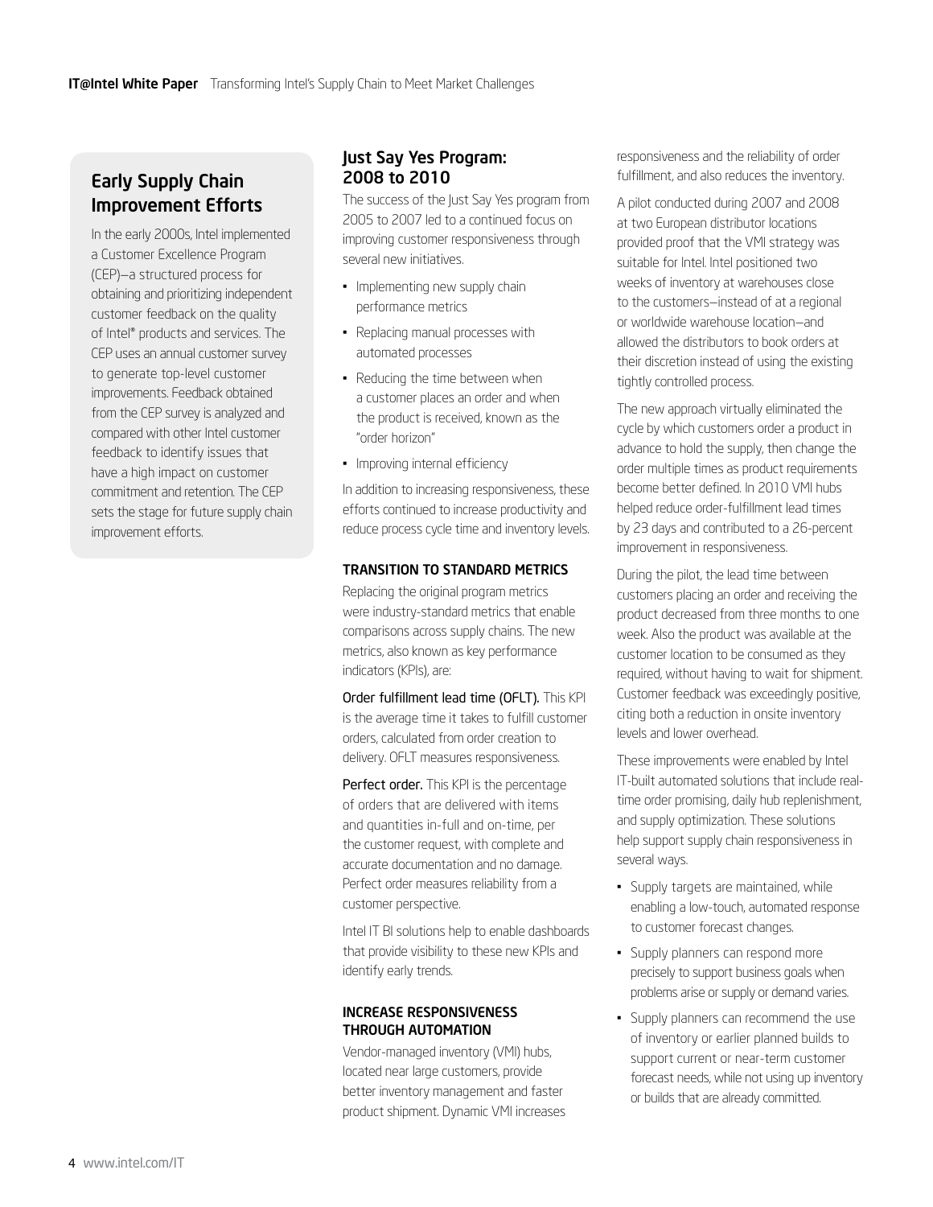## Early Supply Chain Improvement Efforts

In the early 2000s, Intel implemented a Customer Excellence Program (CEP)—a structured process for obtaining and prioritizing independent customer feedback on the quality of Intel® products and services. The CEP uses an annual customer survey to generate top-level customer improvements. Feedback obtained from the CEP survey is analyzed and compared with other Intel customer feedback to identify issues that have a high impact on customer commitment and retention. The CEP sets the stage for future supply chain improvement efforts.

## Just Say Yes Program: 2008 to 2010

The success of the Just Say Yes program from 2005 to 2007 led to a continued focus on improving customer responsiveness through several new initiatives.

- Implementing new supply chain performance metrics
- Replacing manual processes with automated processes
- Reducing the time between when a customer places an order and when the product is received, known as the "order horizon"
- Improving internal efficiency

In addition to increasing responsiveness, these efforts continued to increase productivity and reduce process cycle time and inventory levels.

### TRANSITION TO STANDARD METRICS

Replacing the original program metrics were industry-standard metrics that enable comparisons across supply chains. The new metrics, also known as key performance indicators (KPIs), are:

**Order fulfillment lead time (OFLT).** This KPI is the average time it takes to fulfill customer orders, calculated from order creation to delivery. OFLT measures responsiveness.

**Perfect order.** This KPI is the percentage of orders that are delivered with items and quantities in-full and on-time, per the customer request, with complete and accurate documentation and no damage. Perfect order measures reliability from a customer perspective.

Intel IT BI solutions help to enable dashboards that provide visibility to these new KPIs and identify early trends.

### INCREASE RESPONSIVENESS THROUGH AUTOMATION

Vendor-managed inventory (VMI) hubs, located near large customers, provide better inventory management and faster product shipment. Dynamic VMI increases responsiveness and the reliability of order fulfillment, and also reduces the inventory.

A pilot conducted during 2007 and 2008 at two European distributor locations provided proof that the VMI strategy was suitable for Intel. Intel positioned two weeks of inventory at warehouses close to the customers—instead of at a regional or worldwide warehouse location—and allowed the distributors to book orders at their discretion instead of using the existing tightly controlled process.

The new approach virtually eliminated the cycle by which customers order a product in advance to hold the supply, then change the order multiple times as product requirements become better defined. In 2010 VMI hubs helped reduce order-fulfillment lead times by 23 days and contributed to a 26-percent improvement in responsiveness.

During the pilot, the lead time between customers placing an order and receiving the product decreased from three months to one week. Also the product was available at the customer location to be consumed as they required, without having to wait for shipment. Customer feedback was exceedingly positive, citing both a reduction in onsite inventory levels and lower overhead.

These improvements were enabled by Intel IT-built automated solutions that include real-time order promising, daily hub replenishment, and supply optimization. These solutions help support supply chain responsiveness in several ways.

- Supply targets are maintained, while enabling a low-touch, automated response to customer forecast changes.
- Supply planners can respond more precisely to support business goals when problems arise or supply or demand varies.
- Supply planners can recommend the use of inventory or earlier planned builds to support current or near-term customer forecast needs, while not using up inventory or builds that are already committed.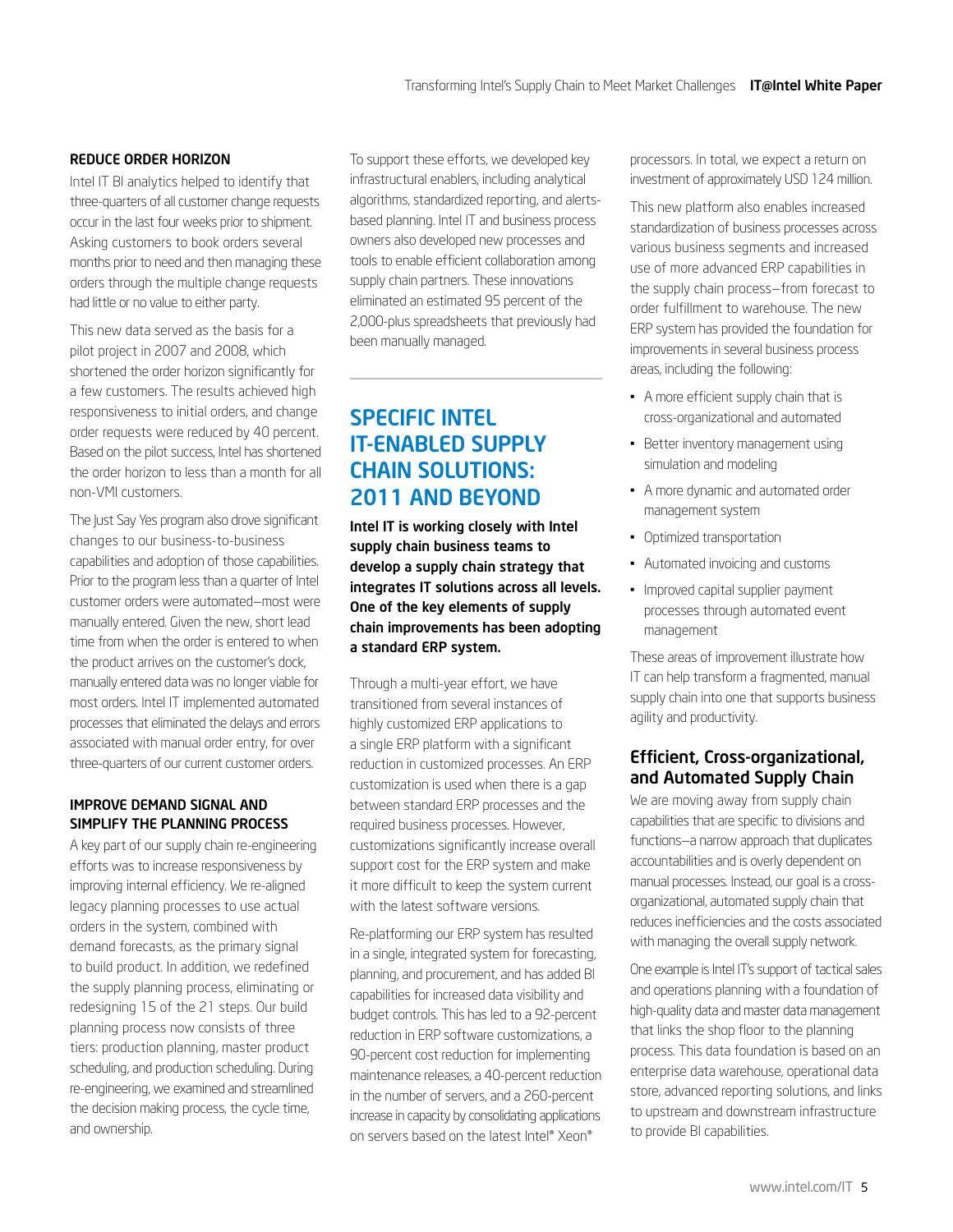### REDUCE ORDER HORIZON

Intel IT BI analytics helped to identify that three-quarters of all customer change requests occur in the last four weeks prior to shipment. Asking customers to book orders several months prior to need and then managing these orders through the multiple change requests had little or no value to either party.

This new data served as the basis for a pilot project in 2007 and 2008, which shortened the order horizon significantly for a few customers. The results achieved high responsiveness to initial orders, and change order requests were reduced by 40 percent. Based on the pilot success, Intel has shortened the order horizon to less than a month for all non-VMI customers.

The Just Say Yes program also drove significant changes to our business-to-business capabilities and adoption of those capabilities. Prior to the program less than a quarter of Intel customer orders were automated—most were manually entered. Given the new, short lead time from when the order is entered to when the product arrives on the customer's dock, manually entered data was no longer viable for most orders. Intel IT implemented automated processes that eliminated the delays and errors associated with manual order entry, for over three-quarters of our current customer orders.

### IMPROVE DEMAND SIGNAL AND SIMPLIFY THE PLANNING PROCESS

A key part of our supply chain re-engineering efforts was to increase responsiveness by improving internal efficiency. We re-aligned legacy planning processes to use actual orders in the system, combined with demand forecasts, as the primary signal to build product. In addition, we redefined the supply planning process, eliminating or redesigning 15 of the 21 steps. Our build planning process now consists of three tiers: production planning, master product scheduling, and production scheduling. During re-engineering, we examined and streamlined the decision making process, the cycle time, and ownership.

To support these efforts, we developed key infrastructural enablers, including analytical algorithms, standardized reporting, and alerts-based planning. Intel IT and business process owners also developed new processes and tools to enable efficient collaboration among supply chain partners. These innovations eliminated an estimated 95 percent of the 2,000-plus spreadsheets that previously had been manually managed.

## SPECIFIC INTEL IT-ENABLED SUPPLY CHAIN SOLUTIONS: 2011 AND BEYOND

**Intel IT is working closely with Intel supply chain business teams to develop a supply chain strategy that integrates IT solutions across all levels. One of the key elements of supply chain improvements has been adopting a standard ERP system.**

Through a multi-year effort, we have transitioned from several instances of highly customized ERP applications to a single ERP platform with a significant reduction in customized processes. An ERP customization is used when there is a gap between standard ERP processes and the required business processes. However, customizations significantly increase overall support cost for the ERP system and make it more difficult to keep the system current with the latest software versions.

Re-platforming our ERP system has resulted in a single, integrated system for forecasting, planning, and procurement, and has added BI capabilities for increased data visibility and budget controls. This has led to a 92-percent reduction in ERP software customizations, a 90-percent cost reduction for implementing maintenance releases, a 40-percent reduction in the number of servers, and a 260-percent increase in capacity by consolidating applications on servers based on the latest Intel® Xeon® processors. In total, we expect a return on investment of approximately USD 124 million.

This new platform also enables increased standardization of business processes across various business segments and increased use of more advanced ERP capabilities in the supply chain process—from forecast to order fulfillment to warehouse. The new ERP system has provided the foundation for improvements in several business process areas, including the following:

- A more efficient supply chain that is cross-organizational and automated
- Better inventory management using simulation and modeling
- A more dynamic and automated order management system
- Optimized transportation
- Automated invoicing and customs
- Improved capital supplier payment processes through automated event management

These areas of improvement illustrate how IT can help transform a fragmented, manual supply chain into one that supports business agility and productivity.

### Efficient, Cross-organizational, and Automated Supply Chain

We are moving away from supply chain capabilities that are specific to divisions and functions—a narrow approach that duplicates accountabilities and is overly dependent on manual processes. Instead, our goal is a cross-organizational, automated supply chain that reduces inefficiencies and the costs associated with managing the overall supply network.

One example is Intel IT's support of tactical sales and operations planning with a foundation of high-quality data and master data management that links the shop floor to the planning process. This data foundation is based on an enterprise data warehouse, operational data store, advanced reporting solutions, and links to upstream and downstream infrastructure to provide BI capabilities.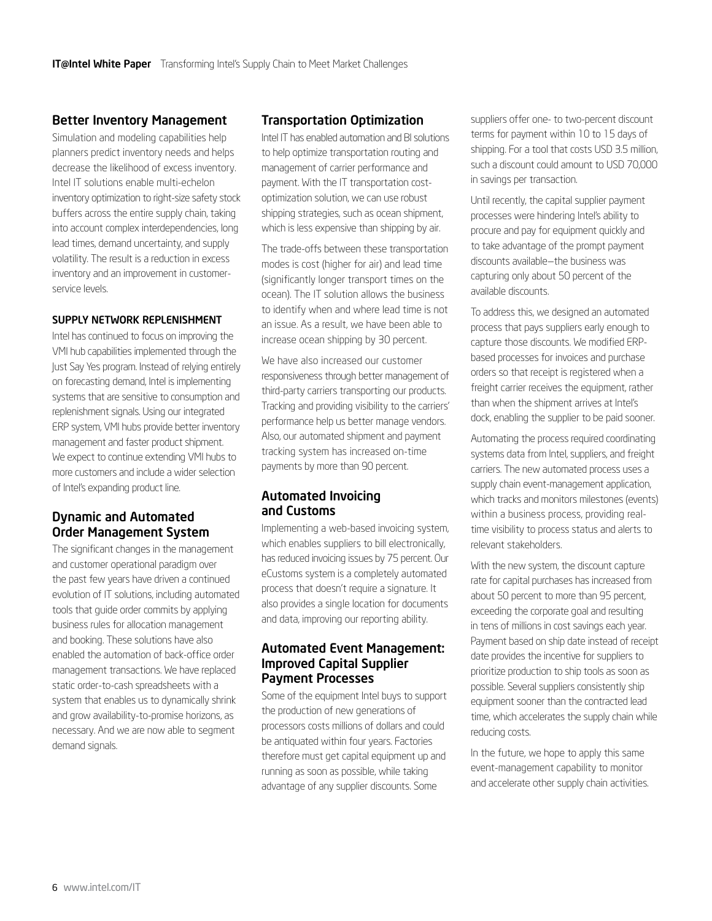## Better Inventory Management

Simulation and modeling capabilities help planners predict inventory needs and helps decrease the likelihood of excess inventory. Intel IT solutions enable multi-echelon inventory optimization to right-size safety stock buffers across the entire supply chain, taking into account complex interdependencies, long lead times, demand uncertainty, and supply volatility. The result is a reduction in excess inventory and an improvement in customer-service levels.

### SUPPLY NETWORK REPLENISHMENT

Intel has continued to focus on improving the VMI hub capabilities implemented through the Just Say Yes program. Instead of relying entirely on forecasting demand, Intel is implementing systems that are sensitive to consumption and replenishment signals. Using our integrated ERP system, VMI hubs provide better inventory management and faster product shipment. We expect to continue extending VMI hubs to more customers and include a wider selection of Intel's expanding product line.

## Dynamic and Automated Order Management System

The significant changes in the management and customer operational paradigm over the past few years have driven a continued evolution of IT solutions, including automated tools that guide order commits by applying business rules for allocation management and booking. These solutions have also enabled the automation of back-office order management transactions. We have replaced static order-to-cash spreadsheets with a system that enables us to dynamically shrink and grow availability-to-promise horizons, as necessary. And we are now able to segment demand signals.

## Transportation Optimization

Intel IT has enabled automation and BI solutions to help optimize transportation routing and management of carrier performance and payment. With the IT transportation cost-optimization solution, we can use robust shipping strategies, such as ocean shipment, which is less expensive than shipping by air.

The trade-offs between these transportation modes is cost (higher for air) and lead time (significantly longer transport times on the ocean). The IT solution allows the business to identify when and where lead time is not an issue. As a result, we have been able to increase ocean shipping by 30 percent.

We have also increased our customer responsiveness through better management of third-party carriers transporting our products. Tracking and providing visibility to the carriers' performance help us better manage vendors. Also, our automated shipment and payment tracking system has increased on-time payments by more than 90 percent.

## Automated Invoicing and Customs

Implementing a web-based invoicing system, which enables suppliers to bill electronically, has reduced invoicing issues by 75 percent. Our eCustoms system is a completely automated process that doesn't require a signature. It also provides a single location for documents and data, improving our reporting ability.

## Automated Event Management: Improved Capital Supplier Payment Processes

Some of the equipment Intel buys to support the production of new generations of processors costs millions of dollars and could be antiquated within four years. Factories therefore must get capital equipment up and running as soon as possible, while taking advantage of any supplier discounts. Some suppliers offer one- to two-percent discount terms for payment within 10 to 15 days of shipping. For a tool that costs USD 3.5 million, such a discount could amount to USD 70,000 in savings per transaction.

Until recently, the capital supplier payment processes were hindering Intel's ability to procure and pay for equipment quickly and to take advantage of the prompt payment discounts available—the business was capturing only about 50 percent of the available discounts.

To address this, we designed an automated process that pays suppliers early enough to capture those discounts. We modified ERP-based processes for invoices and purchase orders so that receipt is registered when a freight carrier receives the equipment, rather than when the shipment arrives at Intel's dock, enabling the supplier to be paid sooner.

Automating the process required coordinating systems data from Intel, suppliers, and freight carriers. The new automated process uses a supply chain event-management application, which tracks and monitors milestones (events) within a business process, providing real-time visibility to process status and alerts to relevant stakeholders.

With the new system, the discount capture rate for capital purchases has increased from about 50 percent to more than 95 percent, exceeding the corporate goal and resulting in tens of millions in cost savings each year. Payment based on ship date instead of receipt date provides the incentive for suppliers to prioritize production to ship tools as soon as possible. Several suppliers consistently ship equipment sooner than the contracted lead time, which accelerates the supply chain while reducing costs.

In the future, we hope to apply this same event-management capability to monitor and accelerate other supply chain activities.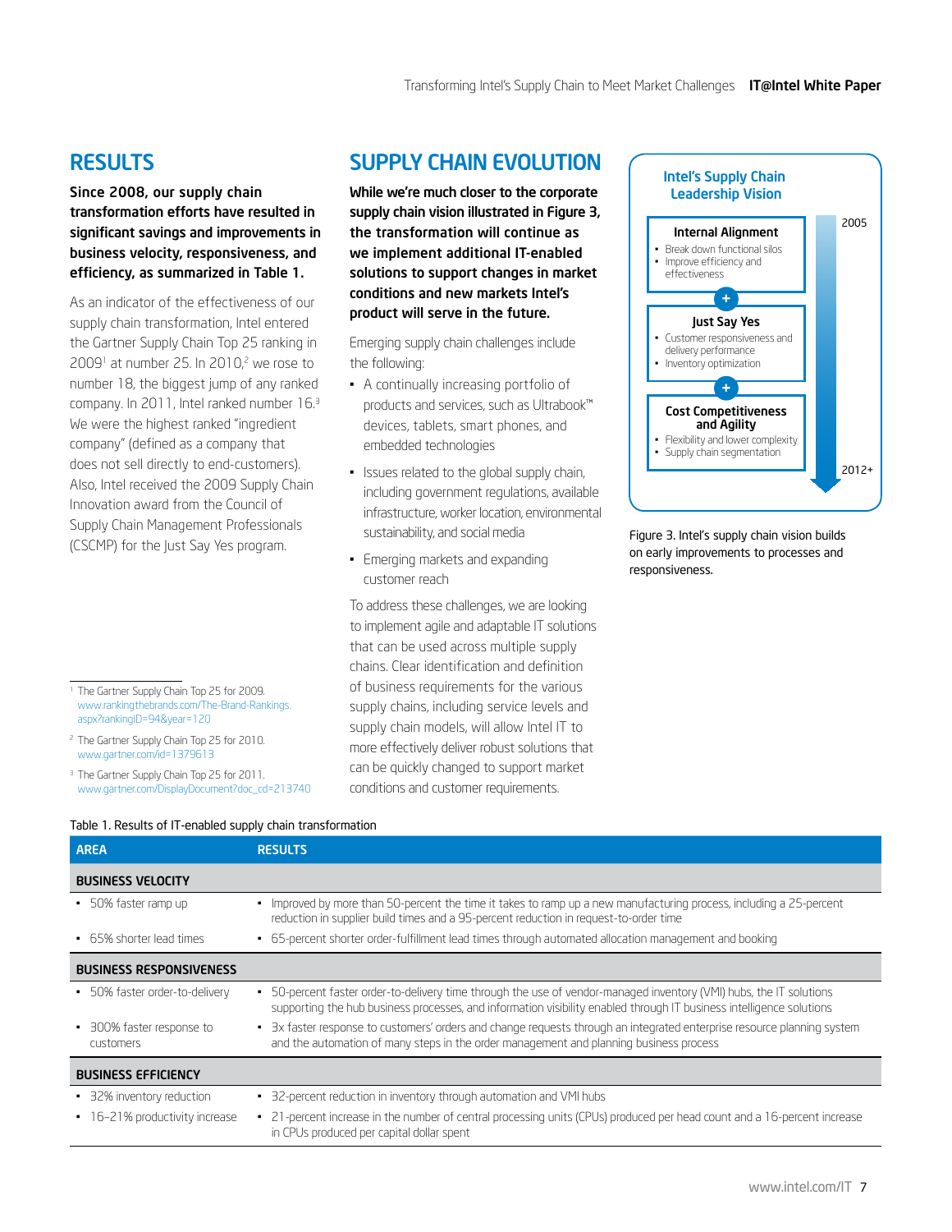## RESULTS

**Since 2008, our supply chain transformation efforts have resulted in significant savings and improvements in business velocity, responsiveness, and efficiency, as summarized in Table 1.**

As an indicator of the effectiveness of our supply chain transformation, Intel entered the Gartner Supply Chain Top 25 ranking in 2009[1] at number 25. In 2010,[2] we rose to number 18, the biggest jump of any ranked company. In 2011, Intel ranked number 16.[3] We were the highest ranked "ingredient company" (defined as a company that does not sell directly to end-customers). Also, Intel received the 2009 Supply Chain Innovation award from the Council of Supply Chain Management Professionals (CSCMP) for the Just Say Yes program.

[1] The Gartner Supply Chain Top 25 for 2009. www.rankingthebrands.com/The-Brand-Rankings.aspx?rankingID=94&year=120

[2] The Gartner Supply Chain Top 25 for 2010. www.gartner.com/id=1379613

[3] The Gartner Supply Chain Top 25 for 2011. www.gartner.com/DisplayDocument?doc_cd=213740

## SUPPLY CHAIN EVOLUTION

**While we're much closer to the corporate supply chain vision illustrated in Figure 3, the transformation will continue as we implement additional IT-enabled solutions to support changes in market conditions and new markets Intel's product will serve in the future.**

Emerging supply chain challenges include the following:

- A continually increasing portfolio of products and services, such as Ultrabook™ devices, tablets, smart phones, and embedded technologies
- Issues related to the global supply chain, including government regulations, available infrastructure, worker location, environmental sustainability, and social media
- Emerging markets and expanding customer reach

To address these challenges, we are looking to implement agile and adaptable IT solutions that can be used across multiple supply chains. Clear identification and definition of business requirements for the various supply chains, including service levels and supply chain models, will allow Intel IT to more effectively deliver robust solutions that can be quickly changed to support market conditions and customer requirements.

**Intel's Supply Chain Leadership Vision**

2005

**Internal Alignment**
- Break down functional silos
- Improve efficiency and effectiveness

+

**Just Say Yes**
- Customer responsiveness and delivery performance
- Inventory optimization

+

**Cost Competitiveness and Agility**
- Flexibility and lower complexity
- Supply chain segmentation

2012+

Figure 3. Intel's supply chain vision builds on early improvements to processes and responsiveness.

Table 1. Results of IT-enabled supply chain transformation

| AREA | RESULTS |
|---|---|
| **BUSINESS VELOCITY** | |
| • 50% faster ramp up | • Improved by more than 50-percent the time it takes to ramp up a new manufacturing process, including a 25-percent reduction in supplier build times and a 95-percent reduction in request-to-order time |
| • 65% shorter lead times | • 65-percent shorter order-fulfillment lead times through automated allocation management and booking |
| **BUSINESS RESPONSIVENESS** | |
| • 50% faster order-to-delivery | • 50-percent faster order-to-delivery time through the use of vendor-managed inventory (VMI) hubs, the IT solutions supporting the hub business processes, and information visibility enabled through IT business intelligence solutions |
| • 300% faster response to customers | • 3x faster response to customers' orders and change requests through an integrated enterprise resource planning system and the automation of many steps in the order management and planning business process |
| **BUSINESS EFFICIENCY** | |
| • 32% inventory reduction | • 32-percent reduction in inventory through automation and VMI hubs |
| • 16–21% productivity increase | • 21-percent increase in the number of central processing units (CPUs) produced per head count and a 16-percent increase in CPUs produced per capital dollar spent |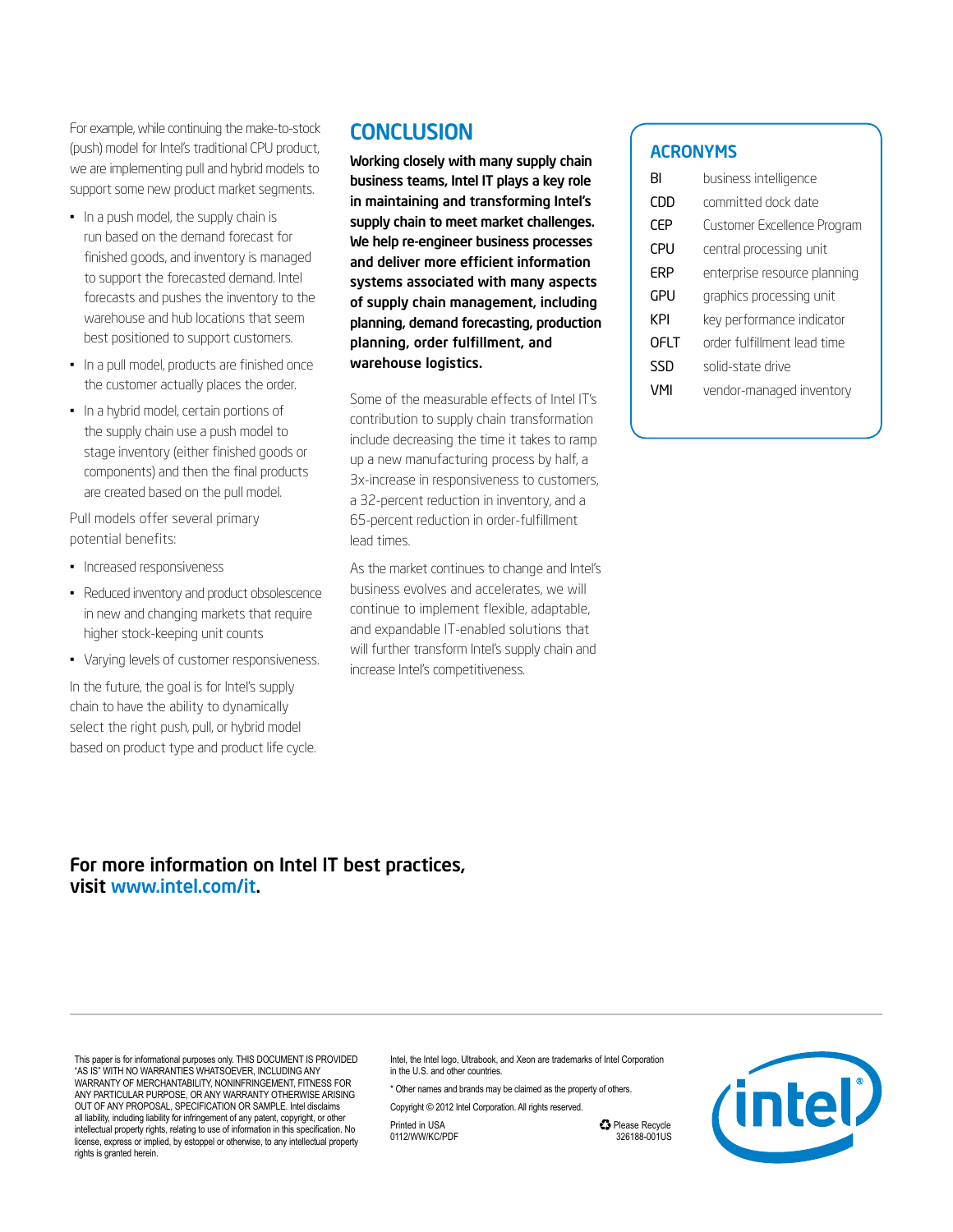For example, while continuing the make-to-stock (push) model for Intel's traditional CPU product, we are implementing pull and hybrid models to support some new product market segments.

- In a push model, the supply chain is run based on the demand forecast for finished goods, and inventory is managed to support the forecasted demand. Intel forecasts and pushes the inventory to the warehouse and hub locations that seem best positioned to support customers.
- In a pull model, products are finished once the customer actually places the order.
- In a hybrid model, certain portions of the supply chain use a push model to stage inventory (either finished goods or components) and then the final products are created based on the pull model.

Pull models offer several primary potential benefits:

- Increased responsiveness
- Reduced inventory and product obsolescence in new and changing markets that require higher stock-keeping unit counts
- Varying levels of customer responsiveness.

In the future, the goal is for Intel's supply chain to have the ability to dynamically select the right push, pull, or hybrid model based on product type and product life cycle.

## CONCLUSION

**Working closely with many supply chain business teams, Intel IT plays a key role in maintaining and transforming Intel's supply chain to meet market challenges. We help re-engineer business processes and deliver more efficient information systems associated with many aspects of supply chain management, including planning, demand forecasting, production planning, order fulfillment, and warehouse logistics.**

Some of the measurable effects of Intel IT's contribution to supply chain transformation include decreasing the time it takes to ramp up a new manufacturing process by half, a 3x-increase in responsiveness to customers, a 32-percent reduction in inventory, and a 65-percent reduction in order-fulfillment lead times.

As the market continues to change and Intel's business evolves and accelerates, we will continue to implement flexible, adaptable, and expandable IT-enabled solutions that will further transform Intel's supply chain and increase Intel's competitiveness.

## ACRONYMS

| | |
|---|---|
| BI | business intelligence |
| CDD | committed dock date |
| CEP | Customer Excellence Program |
| CPU | central processing unit |
| ERP | enterprise resource planning |
| GPU | graphics processing unit |
| KPI | key performance indicator |
| OFLT | order fulfillment lead time |
| SSD | solid-state drive |
| VMI | vendor-managed inventory |

**For more information on Intel IT best practices, visit www.intel.com/it.**

This paper is for informational purposes only. THIS DOCUMENT IS PROVIDED "AS IS" WITH NO WARRANTIES WHATSOEVER, INCLUDING ANY WARRANTY OF MERCHANTABILITY, NONINFRINGEMENT, FITNESS FOR ANY PARTICULAR PURPOSE, OR ANY WARRANTY OTHERWISE ARISING OUT OF ANY PROPOSAL, SPECIFICATION OR SAMPLE. Intel disclaims all liability, including liability for infringement of any patent, copyright, or other intellectual property rights, relating to use of information in this specification. No license, express or implied, by estoppel or otherwise, to any intellectual property rights is granted herein.

Intel, the Intel logo, Ultrabook, and Xeon are trademarks of Intel Corporation in the U.S. and other countries.

* Other names and brands may be claimed as the property of others.

Copyright © 2012 Intel Corporation. All rights reserved.

Printed in USA
0112/WW/KC/PDF

Please Recycle
326188-001US